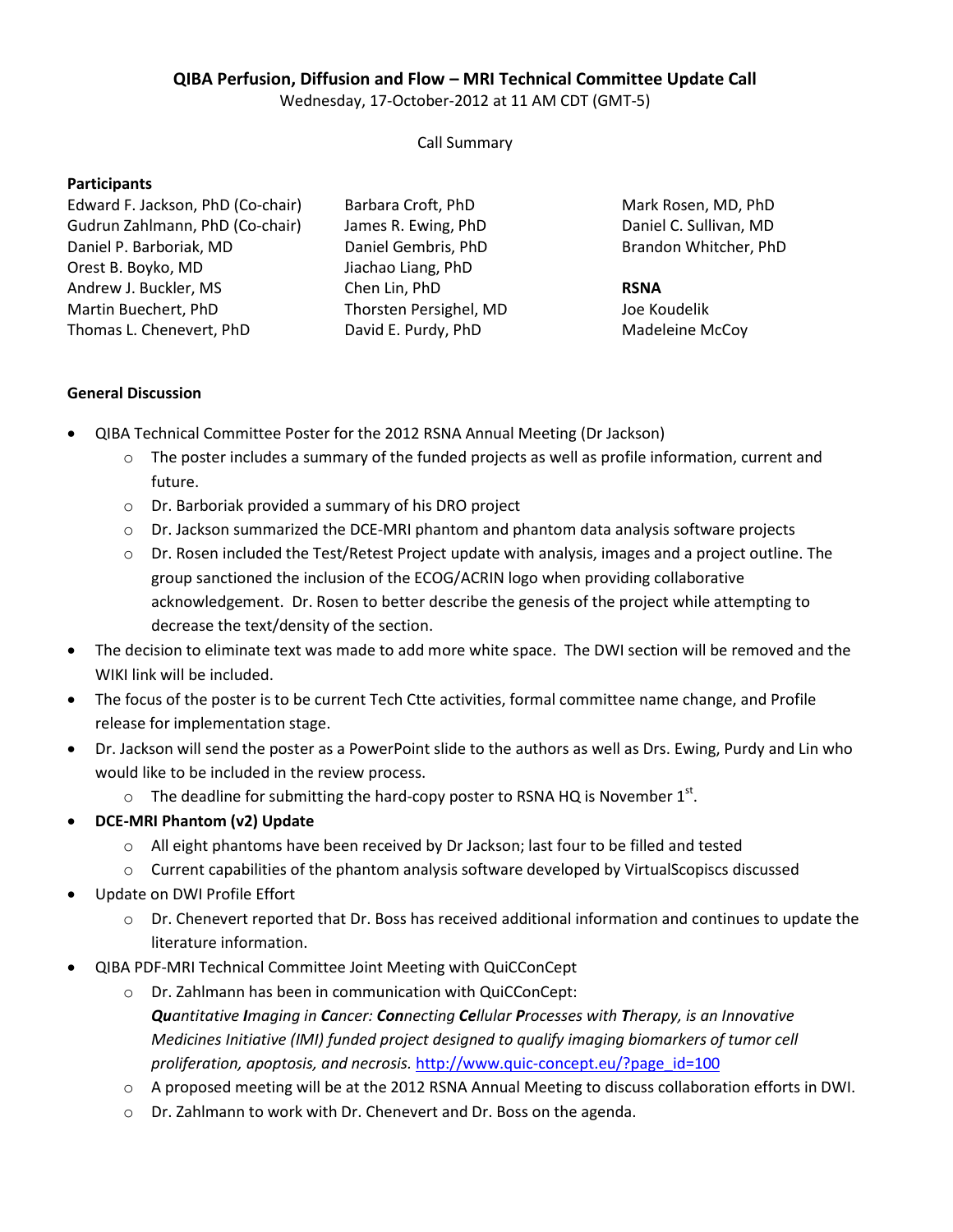# QIBA Perfusion, Diffusion and Flow – MRI Technical Committee Update Call

Wednesday, 17-October-2012 at 11 AM CDT (GMT-5)

Call Summary

**Participants**

Edward F. Jackson, PhD (Co-chair)
Gudrun Zahlmann, PhD (Co-chair)
Daniel P. Barboriak, MD
Orest B. Boyko, MD
Andrew J. Buckler, MS
Martin Buechert, PhD
Thomas L. Chenevert, PhD
Barbara Croft, PhD
James R. Ewing, PhD
Daniel Gembris, PhD
Jiachao Liang, PhD
Chen Lin, PhD
Thorsten Persighel, MD
David E. Purdy, PhD
Mark Rosen, MD, PhD
Daniel C. Sullivan, MD
Brandon Whitcher, PhD

**RSNA**

Joe Koudelik
Madeleine McCoy

**General Discussion**

- QIBA Technical Committee Poster for the 2012 RSNA Annual Meeting (Dr Jackson)
  - The poster includes a summary of the funded projects as well as profile information, current and future.
  - Dr. Barboriak provided a summary of his DRO project
  - Dr. Jackson summarized the DCE-MRI phantom and phantom data analysis software projects
  - Dr. Rosen included the Test/Retest Project update with analysis, images and a project outline. The group sanctioned the inclusion of the ECOG/ACRIN logo when providing collaborative acknowledgement. Dr. Rosen to better describe the genesis of the project while attempting to decrease the text/density of the section.
- The decision to eliminate text was made to add more white space. The DWI section will be removed and the WIKI link will be included.
- The focus of the poster is to be current Tech Ctte activities, formal committee name change, and Profile release for implementation stage.
- Dr. Jackson will send the poster as a PowerPoint slide to the authors as well as Drs. Ewing, Purdy and Lin who would like to be included in the review process.
  - The deadline for submitting the hard-copy poster to RSNA HQ is November 1st.
- **DCE-MRI Phantom (v2) Update**
  - All eight phantoms have been received by Dr Jackson; last four to be filled and tested
  - Current capabilities of the phantom analysis software developed by VirtualScopiscs discussed
- Update on DWI Profile Effort
  - Dr. Chenevert reported that Dr. Boss has received additional information and continues to update the literature information.
- QIBA PDF-MRI Technical Committee Joint Meeting with QuiCConCept
  - Dr. Zahlmann has been in communication with QuiCConCept:
    ***Qu**antitative **I**maging in **C**ancer: **Con**necting **Ce**llular **P**rocesses with **T**herapy, is an Innovative Medicines Initiative (IMI) funded project designed to qualify imaging biomarkers of tumor cell proliferation, apoptosis, and necrosis.* http://www.quic-concept.eu/?page_id=100
  - A proposed meeting will be at the 2012 RSNA Annual Meeting to discuss collaboration efforts in DWI.
  - Dr. Zahlmann to work with Dr. Chenevert and Dr. Boss on the agenda.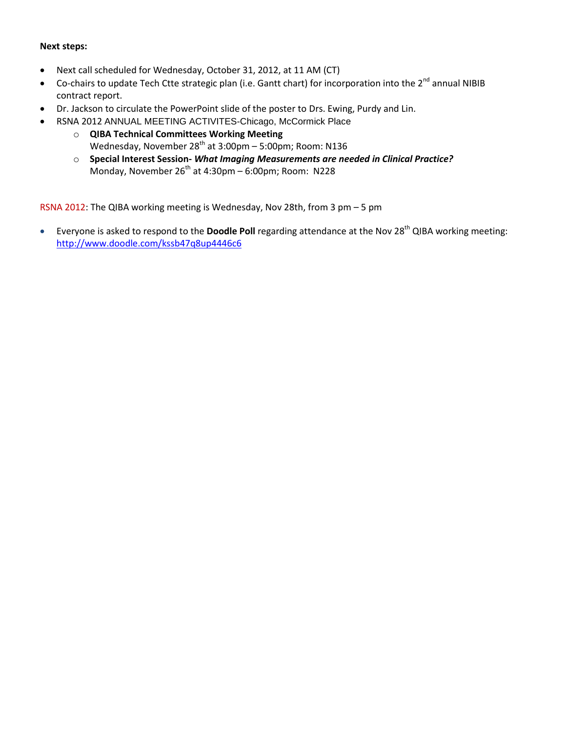**Next steps:**

- Next call scheduled for Wednesday, October 31, 2012, at 11 AM (CT)
- Co-chairs to update Tech Ctte strategic plan (i.e. Gantt chart) for incorporation into the 2nd annual NIBIB contract report.
- Dr. Jackson to circulate the PowerPoint slide of the poster to Drs. Ewing, Purdy and Lin.
- RSNA 2012 ANNUAL MEETING ACTIVITES-Chicago, McCormick Place
    - **QIBA Technical Committees Working Meeting**
      Wednesday, November 28th at 3:00pm – 5:00pm; Room: N136
    - **Special Interest Session-** ***What Imaging Measurements are needed in Clinical Practice?***
      Monday, November 26th at 4:30pm – 6:00pm; Room: N228

RSNA 2012: The QIBA working meeting is Wednesday, Nov 28th, from 3 pm – 5 pm

- Everyone is asked to respond to the **Doodle Poll** regarding attendance at the Nov 28th QIBA working meeting: http://www.doodle.com/kssb47q8up4446c6